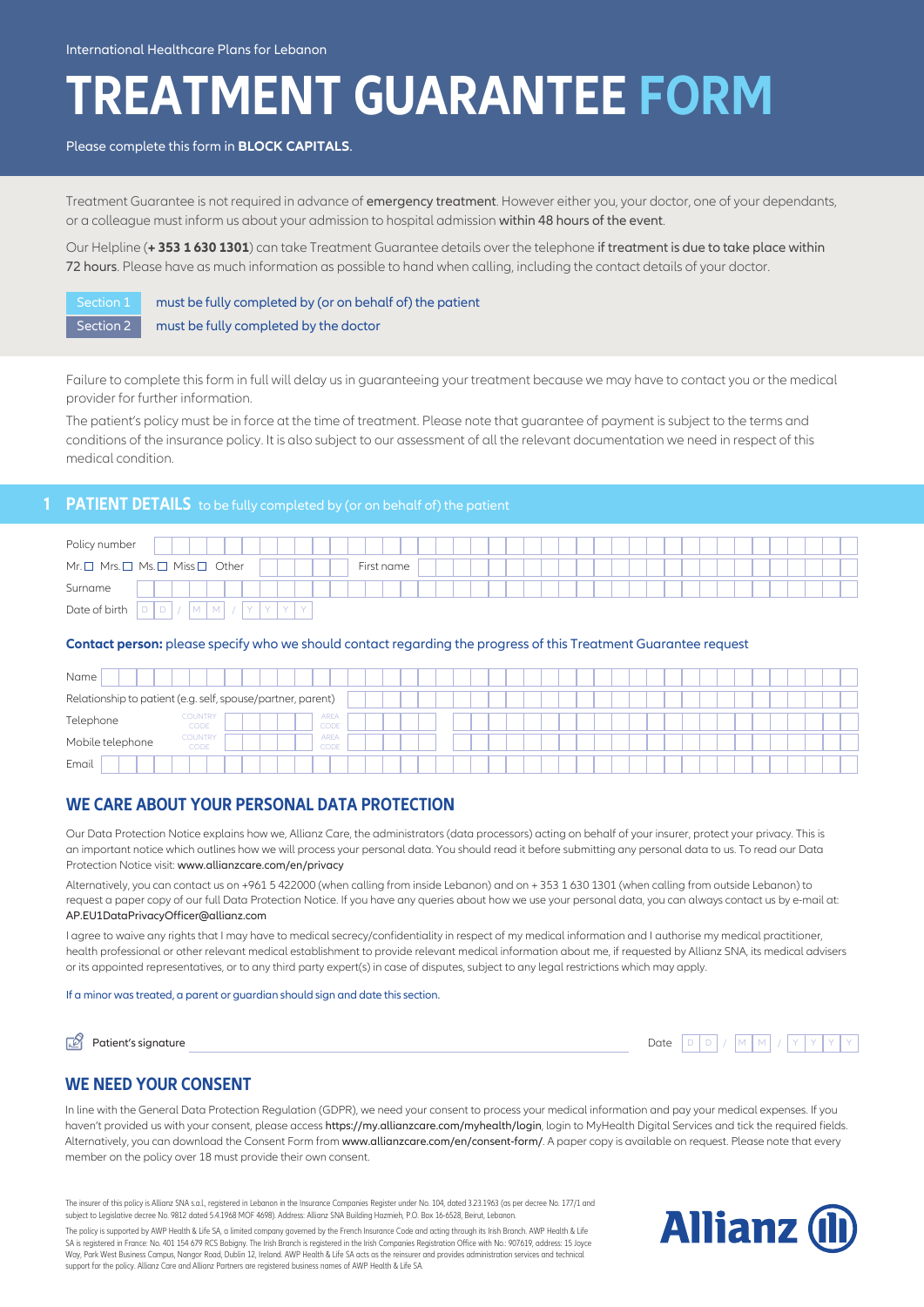International Healthcare Plans for Lebanon

# TREATMENT GUARANTEE FORM

Please complete this form in **BLOCK CAPITALS**.

Treatment Guarantee is not required in advance of emergency treatment. However either you, your doctor, one of your dependants, or a colleague must inform us about your admission to hospital admission within 48 hours of the event.

Our Helpline (**+ 353 1 630 1301**) can take Treatment Guarantee details over the telephone if treatment is due to take place within 72 hours. Please have as much information as possible to hand when calling, including the contact details of your doctor.

| | |
|---|---|
| Section 1 | must be fully completed by (or on behalf of) the patient |
| Section 2 | must be fully completed by the doctor |

Failure to complete this form in full will delay us in guaranteeing your treatment because we may have to contact you or the medical provider for further information.

The patient's policy must be in force at the time of treatment. Please note that guarantee of payment is subject to the terms and conditions of the insurance policy. It is also subject to our assessment of all the relevant documentation we need in respect of this medical condition.

## 1 PATIENT DETAILS to be fully completed by (or on behalf of) the patient

Policy number

Mr. ☐ Mrs. ☐ Ms. ☐ Miss ☐ Other First name

Surname

Date of birth D D / M M / Y Y Y Y

**Contact person:** please specify who we should contact regarding the progress of this Treatment Guarantee request

Name

Relationship to patient (e.g. self, spouse/partner, parent)

Telephone COUNTRY CODE AREA CODE

Mobile telephone COUNTRY CODE AREA CODE

Email

## WE CARE ABOUT YOUR PERSONAL DATA PROTECTION

Our Data Protection Notice explains how we, Allianz Care, the administrators (data processors) acting on behalf of your insurer, protect your privacy. This is an important notice which outlines how we will process your personal data. You should read it before submitting any personal data to us. To read our Data Protection Notice visit: www.allianzcare.com/en/privacy

Alternatively, you can contact us on +961 5 422000 (when calling from inside Lebanon) and on + 353 1 630 1301 (when calling from outside Lebanon) to request a paper copy of our full Data Protection Notice. If you have any queries about how we use your personal data, you can always contact us by e-mail at: AP.EU1DataPrivacyOfficer@allianz.com

I agree to waive any rights that I may have to medical secrecy/confidentiality in respect of my medical information and I authorise my medical practitioner, health professional or other relevant medical establishment to provide relevant medical information about me, if requested by Allianz SNA, its medical advisers or its appointed representatives, or to any third party expert(s) in case of disputes, subject to any legal restrictions which may apply.

If a minor was treated, a parent or guardian should sign and date this section.

Patient's signature Date D D / M M / Y Y Y Y

## WE NEED YOUR CONSENT

In line with the General Data Protection Regulation (GDPR), we need your consent to process your medical information and pay your medical expenses. If you haven't provided us with your consent, please access https://my.allianzcare.com/myhealth/login, login to MyHealth Digital Services and tick the required fields. Alternatively, you can download the Consent Form from www.allianzcare.com/en/consent-form/. A paper copy is available on request. Please note that every member on the policy over 18 must provide their own consent.

The insurer of this policy is Allianz SNA s.a.l., registered in Lebanon in the Insurance Companies Register under No. 104, dated 3.23.1963 (as per decree No. 177/1 and subject to Legislative decree No. 9812 dated 5.4.1968 MOF 4698). Address: Allianz SNA Building Hazmieh, P.O. Box 16-6528, Beirut, Lebanon.

The policy is supported by AWP Health & Life SA, a limited company governed by the French Insurance Code and acting through its Irish Branch. AWP Health & Life SA is registered in France: No. 401 154 679 RCS Bobigny. The Irish Branch is registered in the Irish Companies Registration Office with No.: 907619, address: 15 Joyce Way, Park West Business Campus, Nangor Road, Dublin 12, Ireland. AWP Health & Life SA acts as the reinsurer and provides administration services and technical support for the policy. Allianz Care and Allianz Partners are registered business names of AWP Health & Life SA.

Allianz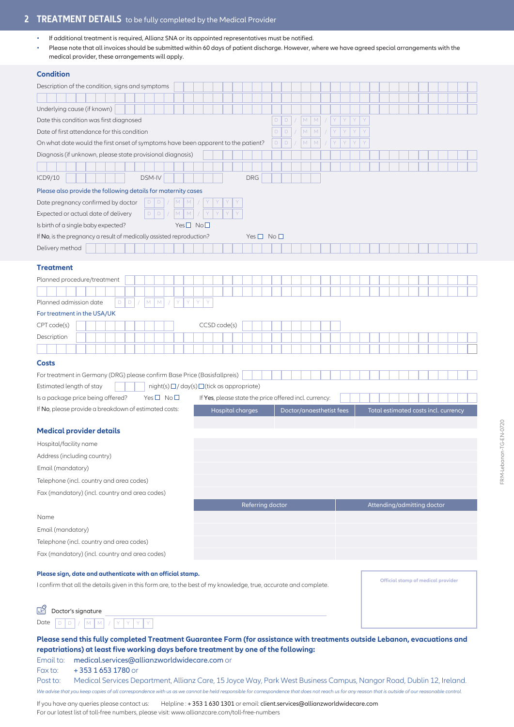## 2 TREATMENT DETAILS to be fully completed by the Medical Provider

- If additional treatment is required, Allianz SNA or its appointed representatives must be notified.
- Please note that all invoices should be submitted within 60 days of patient discharge. However, where we have agreed special arrangements with the medical provider, these arrangements will apply.

### Condition

Description of the condition, signs and symptoms

Underlying cause (if known)

Date this condition was first diagnosed D D / M M / Y Y Y Y

Date of first attendance for this condition D D / M M / Y Y Y Y

On what date would the first onset of symptoms have been apparent to the patient? D D / M M / Y Y Y Y

Diagnosis (if unknown, please state provisional diagnosis)

ICD9/10 DSM-IV DRG

Please also provide the following details for maternity cases

Date pregnancy confirmed by doctor D D / M M / Y Y Y Y

Expected or actual date of delivery D D / M M / Y Y Y Y

Is birth of a single baby expected? Yes ☐ No ☐

If **No**, is the pregnancy a result of medically assisted reproduction? Yes ☐ No ☐

Delivery method

### Treatment

Planned procedure/treatment

Planned admission date D D / M M / Y Y Y Y

For treatment in the USA/UK

CPT code(s) CCSD code(s)

Description

### Costs

For treatment in Germany (DRG) please confirm Base Price (Basisfallpreis)

Estimated length of stay night(s) ☐ / day(s) ☐ (tick as appropriate)

Is a package price being offered? Yes ☐ No ☐ If **Yes**, please state the price offered incl. currency:

If **No**, please provide a breakdown of estimated costs:

| Hospital charges | Doctor/anaesthetist fees | Total estimated costs incl. currency |
|---|---|---|
| | | |

### Medical provider details

| | |
|---|---|
| Hospital/facility name | |
| Address (including country) | |
| Email (mandatory) | |
| Telephone (incl. country and area codes) | |
| Fax (mandatory) (incl. country and area codes) | |

| | Referring doctor | Attending/admitting doctor |
|---|---|---|
| Name | | |
| Email (mandatory) | | |
| Telephone (incl. country and area codes) | | |
| Fax (mandatory) (incl. country and area codes) | | |

**Please sign, date and authenticate with an official stamp.**

I confirm that all the details given in this form are, to the best of my knowledge, true, accurate and complete.

Official stamp of medical provider

Doctor's signature

Date D D / M M / Y Y Y Y

**Please send this fully completed Treatment Guarantee Form (for assistance with treatments outside Lebanon, evacuations and repatriations) at least five working days before treatment by one of the following:**

Email to: medical.services@allianzworldwidecare.com or

Fax to: + 353 1 653 1780 or

Post to: Medical Services Department, Allianz Care, 15 Joyce Way, Park West Business Campus, Nangor Road, Dublin 12, Ireland.

*We advise that you keep copies of all correspondence with us as we cannot be held responsible for correspondence that does not reach us for any reason that is outside of our reasonable control.*

If you have any queries please contact us: Helpline : + 353 1 630 1301 or email: client.services@allianzworldwidecare.com

For our latest list of toll-free numbers, please visit: www.allianzcare.com/toll-free-numbers

FRM-Lebanon-TG-EN-0720